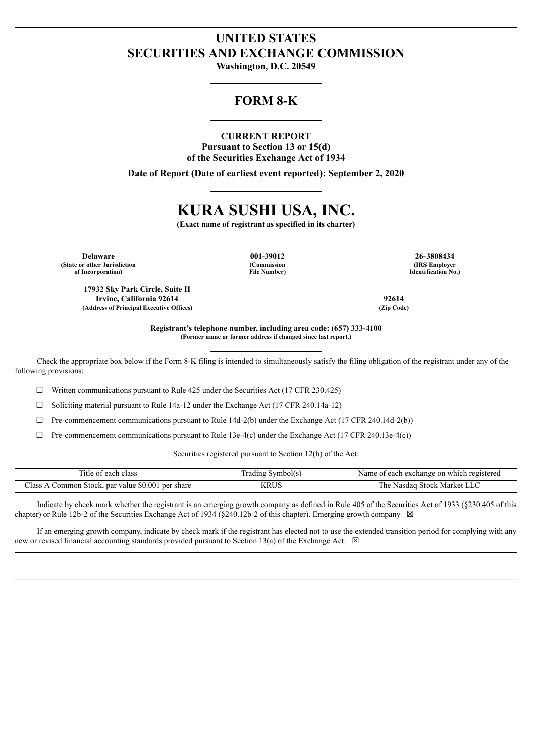# UNITED STATES
# SECURITIES AND EXCHANGE COMMISSION

**Washington, D.C. 20549**

## FORM 8-K

**CURRENT REPORT**
**Pursuant to Section 13 or 15(d)**
**of the Securities Exchange Act of 1934**

**Date of Report (Date of earliest event reported): September 2, 2020**

# KURA SUSHI USA, INC.

**(Exact name of registrant as specified in its charter)**

| **Delaware** | **001-39012** | **26-3808434** |
|---|---|---|
| **(State or other Jurisdiction of Incorporation)** | **(Commission File Number)** | **(IRS Employer Identification No.)** |

| **17932 Sky Park Circle, Suite H Irvine, California 92614** | **92614** |
|---|---|
| **(Address of Principal Executive Offices)** | **(Zip Code)** |

**Registrant's telephone number, including area code: (657) 333-4100**
**(Former name or former address if changed since last report.)**

Check the appropriate box below if the Form 8-K filing is intended to simultaneously satisfy the filing obligation of the registrant under any of the following provisions:

☐ Written communications pursuant to Rule 425 under the Securities Act (17 CFR 230.425)

☐ Soliciting material pursuant to Rule 14a-12 under the Exchange Act (17 CFR 240.14a-12)

☐ Pre-commencement communications pursuant to Rule 14d-2(b) under the Exchange Act (17 CFR 240.14d-2(b))

☐ Pre-commencement communications pursuant to Rule 13e-4(c) under the Exchange Act (17 CFR 240.13e-4(c))

Securities registered pursuant to Section 12(b) of the Act:

| Title of each class | Trading Symbol(s) | Name of each exchange on which registered |
|---|---|---|
| Class A Common Stock, par value $0.001 per share | KRUS | The Nasdaq Stock Market LLC |

Indicate by check mark whether the registrant is an emerging growth company as defined in Rule 405 of the Securities Act of 1933 (§230.405 of this chapter) or Rule 12b-2 of the Securities Exchange Act of 1934 (§240.12b-2 of this chapter). Emerging growth company ☒

If an emerging growth company, indicate by check mark if the registrant has elected not to use the extended transition period for complying with any new or revised financial accounting standards provided pursuant to Section 13(a) of the Exchange Act. ☒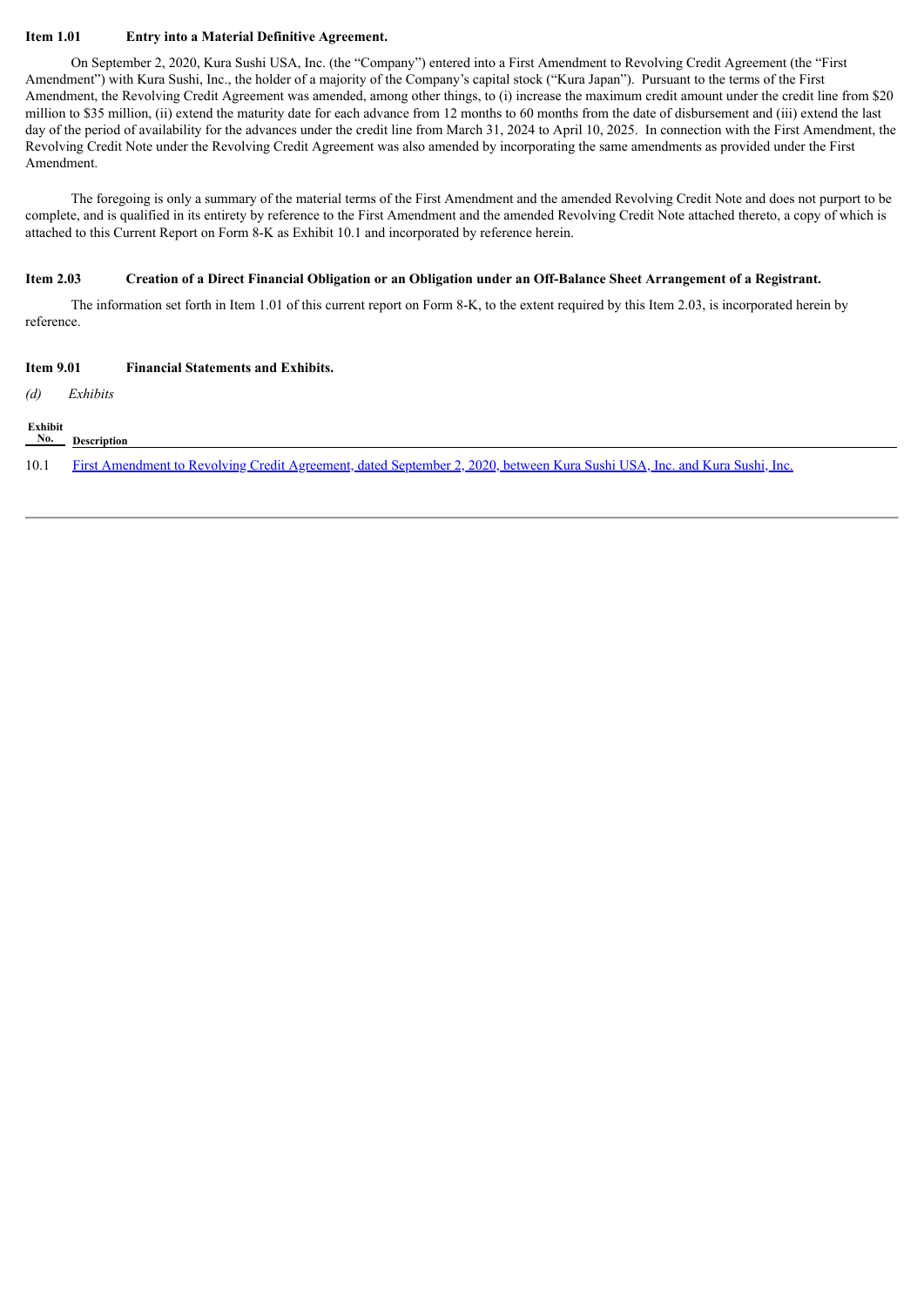**Item 1.01 Entry into a Material Definitive Agreement.**

On September 2, 2020, Kura Sushi USA, Inc. (the "Company") entered into a First Amendment to Revolving Credit Agreement (the "First Amendment") with Kura Sushi, Inc., the holder of a majority of the Company's capital stock ("Kura Japan"). Pursuant to the terms of the First Amendment, the Revolving Credit Agreement was amended, among other things, to (i) increase the maximum credit amount under the credit line from $20 million to $35 million, (ii) extend the maturity date for each advance from 12 months to 60 months from the date of disbursement and (iii) extend the last day of the period of availability for the advances under the credit line from March 31, 2024 to April 10, 2025. In connection with the First Amendment, the Revolving Credit Note under the Revolving Credit Agreement was also amended by incorporating the same amendments as provided under the First Amendment.

The foregoing is only a summary of the material terms of the First Amendment and the amended Revolving Credit Note and does not purport to be complete, and is qualified in its entirety by reference to the First Amendment and the amended Revolving Credit Note attached thereto, a copy of which is attached to this Current Report on Form 8-K as Exhibit 10.1 and incorporated by reference herein.

**Item 2.03 Creation of a Direct Financial Obligation or an Obligation under an Off-Balance Sheet Arrangement of a Registrant.**

The information set forth in Item 1.01 of this current report on Form 8-K, to the extent required by this Item 2.03, is incorporated herein by reference.

**Item 9.01 Financial Statements and Exhibits.**

*(d) Exhibits*

| Exhibit No. | Description |
|---|---|
| 10.1 | First Amendment to Revolving Credit Agreement, dated September 2, 2020, between Kura Sushi USA, Inc. and Kura Sushi, Inc. |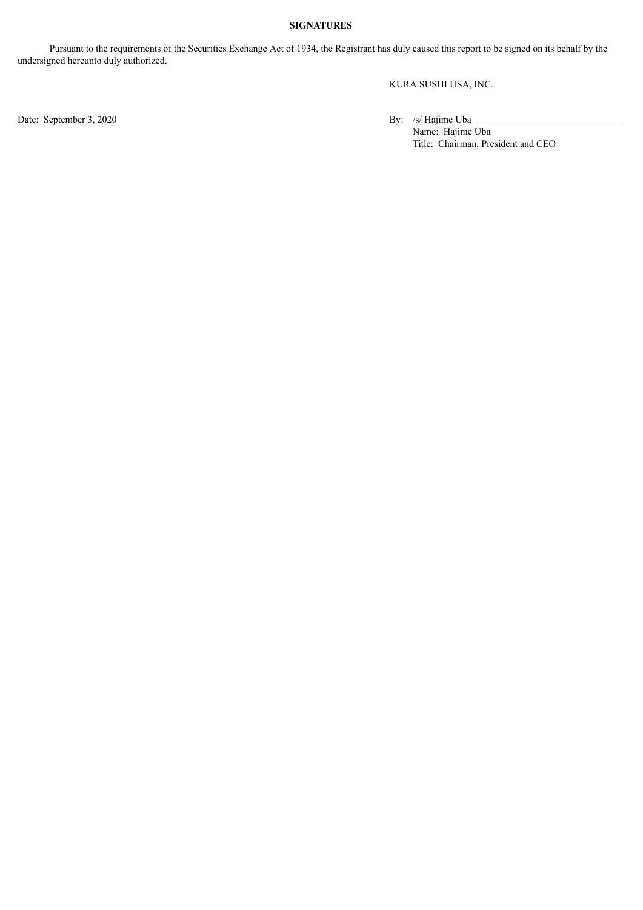**SIGNATURES**

Pursuant to the requirements of the Securities Exchange Act of 1934, the Registrant has duly caused this report to be signed on its behalf by the undersigned hereunto duly authorized.

KURA SUSHI USA, INC.

Date: September 3, 2020

By: /s/ Hajime Uba
Name: Hajime Uba
Title: Chairman, President and CEO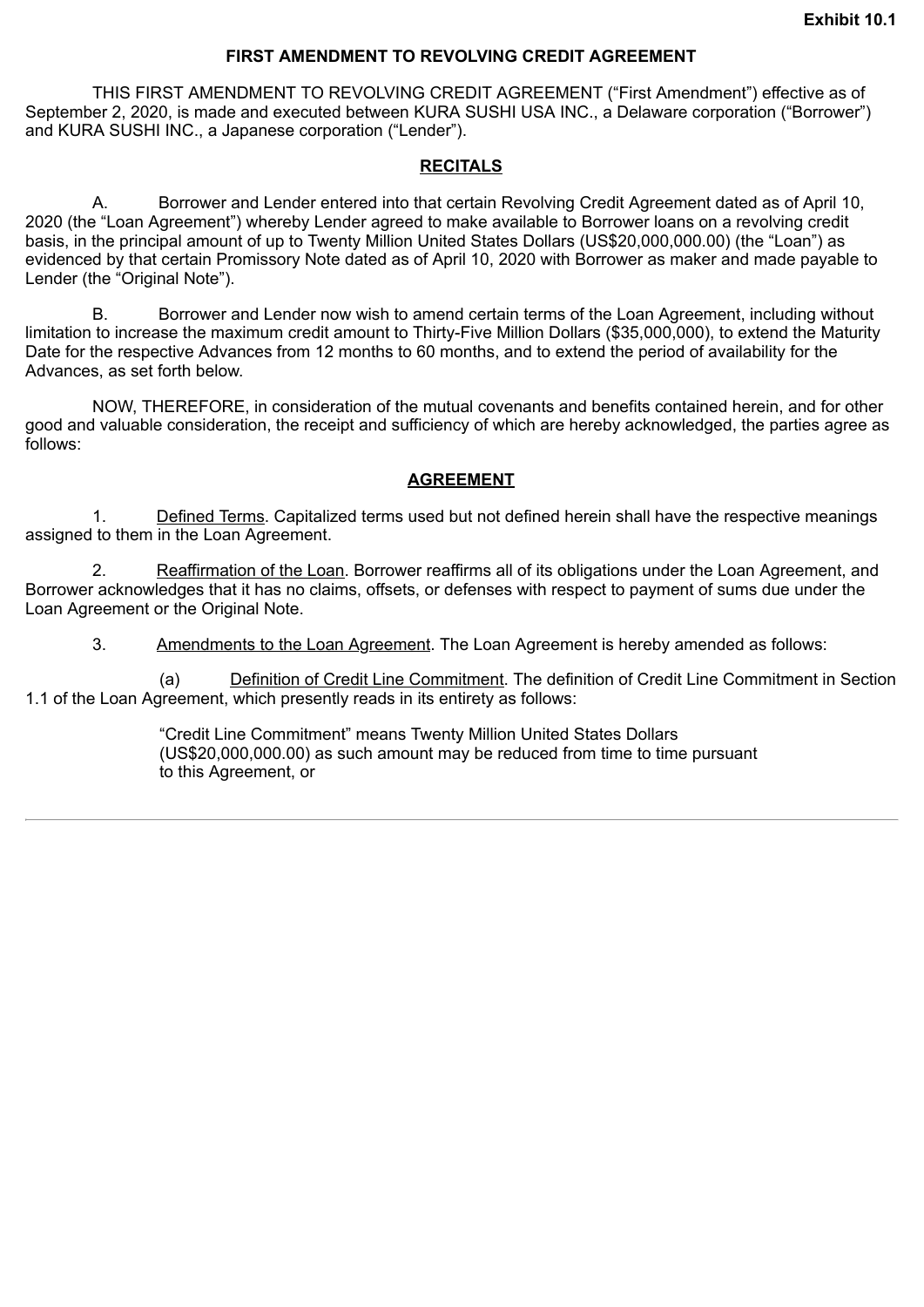**Exhibit 10.1**

**FIRST AMENDMENT TO REVOLVING CREDIT AGREEMENT**

THIS FIRST AMENDMENT TO REVOLVING CREDIT AGREEMENT ("First Amendment") effective as of September 2, 2020, is made and executed between KURA SUSHI USA INC., a Delaware corporation ("Borrower") and KURA SUSHI INC., a Japanese corporation ("Lender").

**RECITALS**

A. Borrower and Lender entered into that certain Revolving Credit Agreement dated as of April 10, 2020 (the "Loan Agreement") whereby Lender agreed to make available to Borrower loans on a revolving credit basis, in the principal amount of up to Twenty Million United States Dollars (US$20,000,000.00) (the "Loan") as evidenced by that certain Promissory Note dated as of April 10, 2020 with Borrower as maker and made payable to Lender (the "Original Note").

B. Borrower and Lender now wish to amend certain terms of the Loan Agreement, including without limitation to increase the maximum credit amount to Thirty-Five Million Dollars ($35,000,000), to extend the Maturity Date for the respective Advances from 12 months to 60 months, and to extend the period of availability for the Advances, as set forth below.

NOW, THEREFORE, in consideration of the mutual covenants and benefits contained herein, and for other good and valuable consideration, the receipt and sufficiency of which are hereby acknowledged, the parties agree as follows:

**AGREEMENT**

1. Defined Terms. Capitalized terms used but not defined herein shall have the respective meanings assigned to them in the Loan Agreement.

2. Reaffirmation of the Loan. Borrower reaffirms all of its obligations under the Loan Agreement, and Borrower acknowledges that it has no claims, offsets, or defenses with respect to payment of sums due under the Loan Agreement or the Original Note.

3. Amendments to the Loan Agreement. The Loan Agreement is hereby amended as follows:

(a) Definition of Credit Line Commitment. The definition of Credit Line Commitment in Section 1.1 of the Loan Agreement, which presently reads in its entirety as follows:

> "Credit Line Commitment" means Twenty Million United States Dollars (US$20,000,000.00) as such amount may be reduced from time to time pursuant to this Agreement, or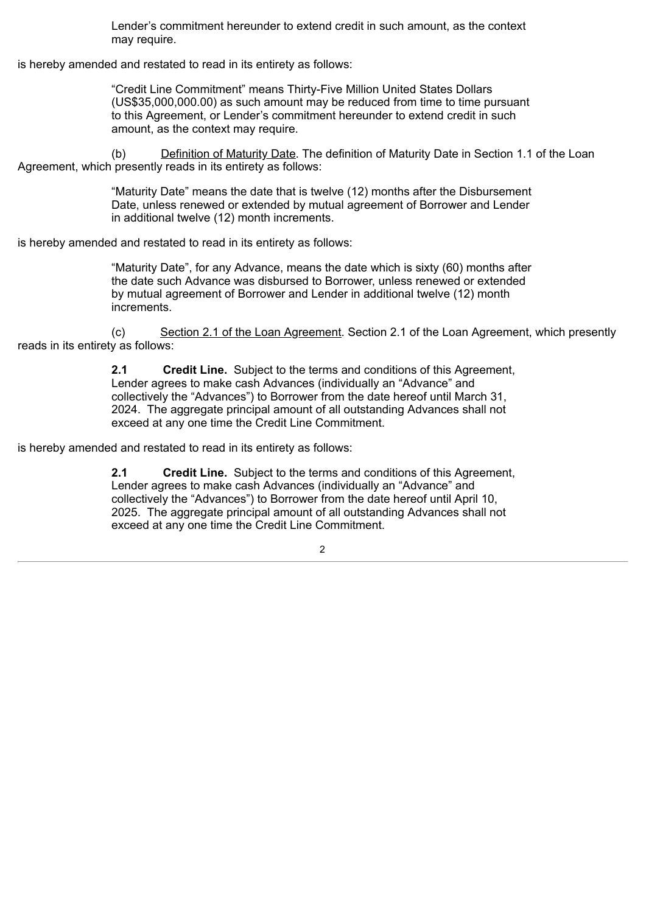> Lender's commitment hereunder to extend credit in such amount, as the context may require.

is hereby amended and restated to read in its entirety as follows:

> "Credit Line Commitment" means Thirty-Five Million United States Dollars (US$35,000,000.00) as such amount may be reduced from time to time pursuant to this Agreement, or Lender's commitment hereunder to extend credit in such amount, as the context may require.

(b) Definition of Maturity Date. The definition of Maturity Date in Section 1.1 of the Loan Agreement, which presently reads in its entirety as follows:

> "Maturity Date" means the date that is twelve (12) months after the Disbursement Date, unless renewed or extended by mutual agreement of Borrower and Lender in additional twelve (12) month increments.

is hereby amended and restated to read in its entirety as follows:

> "Maturity Date", for any Advance, means the date which is sixty (60) months after the date such Advance was disbursed to Borrower, unless renewed or extended by mutual agreement of Borrower and Lender in additional twelve (12) month increments.

(c) Section 2.1 of the Loan Agreement. Section 2.1 of the Loan Agreement, which presently reads in its entirety as follows:

> **2.1 Credit Line.** Subject to the terms and conditions of this Agreement, Lender agrees to make cash Advances (individually an "Advance" and collectively the "Advances") to Borrower from the date hereof until March 31, 2024. The aggregate principal amount of all outstanding Advances shall not exceed at any one time the Credit Line Commitment.

is hereby amended and restated to read in its entirety as follows:

> **2.1 Credit Line.** Subject to the terms and conditions of this Agreement, Lender agrees to make cash Advances (individually an "Advance" and collectively the "Advances") to Borrower from the date hereof until April 10, 2025. The aggregate principal amount of all outstanding Advances shall not exceed at any one time the Credit Line Commitment.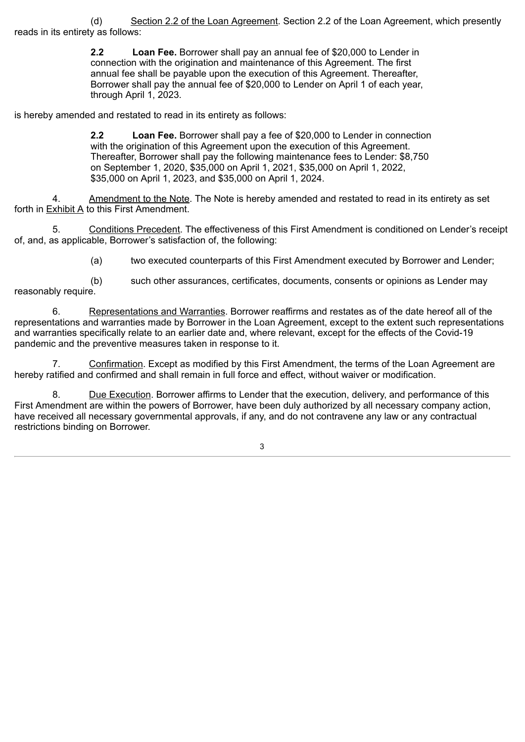(d) Section 2.2 of the Loan Agreement. Section 2.2 of the Loan Agreement, which presently reads in its entirety as follows:

> **2.2 Loan Fee.** Borrower shall pay an annual fee of $20,000 to Lender in connection with the origination and maintenance of this Agreement. The first annual fee shall be payable upon the execution of this Agreement. Thereafter, Borrower shall pay the annual fee of $20,000 to Lender on April 1 of each year, through April 1, 2023.

is hereby amended and restated to read in its entirety as follows:

> **2.2 Loan Fee.** Borrower shall pay a fee of $20,000 to Lender in connection with the origination of this Agreement upon the execution of this Agreement. Thereafter, Borrower shall pay the following maintenance fees to Lender: $8,750 on September 1, 2020, $35,000 on April 1, 2021, $35,000 on April 1, 2022, $35,000 on April 1, 2023, and $35,000 on April 1, 2024.

4. Amendment to the Note. The Note is hereby amended and restated to read in its entirety as set forth in Exhibit A to this First Amendment.

5. Conditions Precedent. The effectiveness of this First Amendment is conditioned on Lender's receipt of, and, as applicable, Borrower's satisfaction of, the following:

(a) two executed counterparts of this First Amendment executed by Borrower and Lender;

(b) such other assurances, certificates, documents, consents or opinions as Lender may reasonably require.

6. Representations and Warranties. Borrower reaffirms and restates as of the date hereof all of the representations and warranties made by Borrower in the Loan Agreement, except to the extent such representations and warranties specifically relate to an earlier date and, where relevant, except for the effects of the Covid-19 pandemic and the preventive measures taken in response to it.

7. Confirmation. Except as modified by this First Amendment, the terms of the Loan Agreement are hereby ratified and confirmed and shall remain in full force and effect, without waiver or modification.

8. Due Execution. Borrower affirms to Lender that the execution, delivery, and performance of this First Amendment are within the powers of Borrower, have been duly authorized by all necessary company action, have received all necessary governmental approvals, if any, and do not contravene any law or any contractual restrictions binding on Borrower.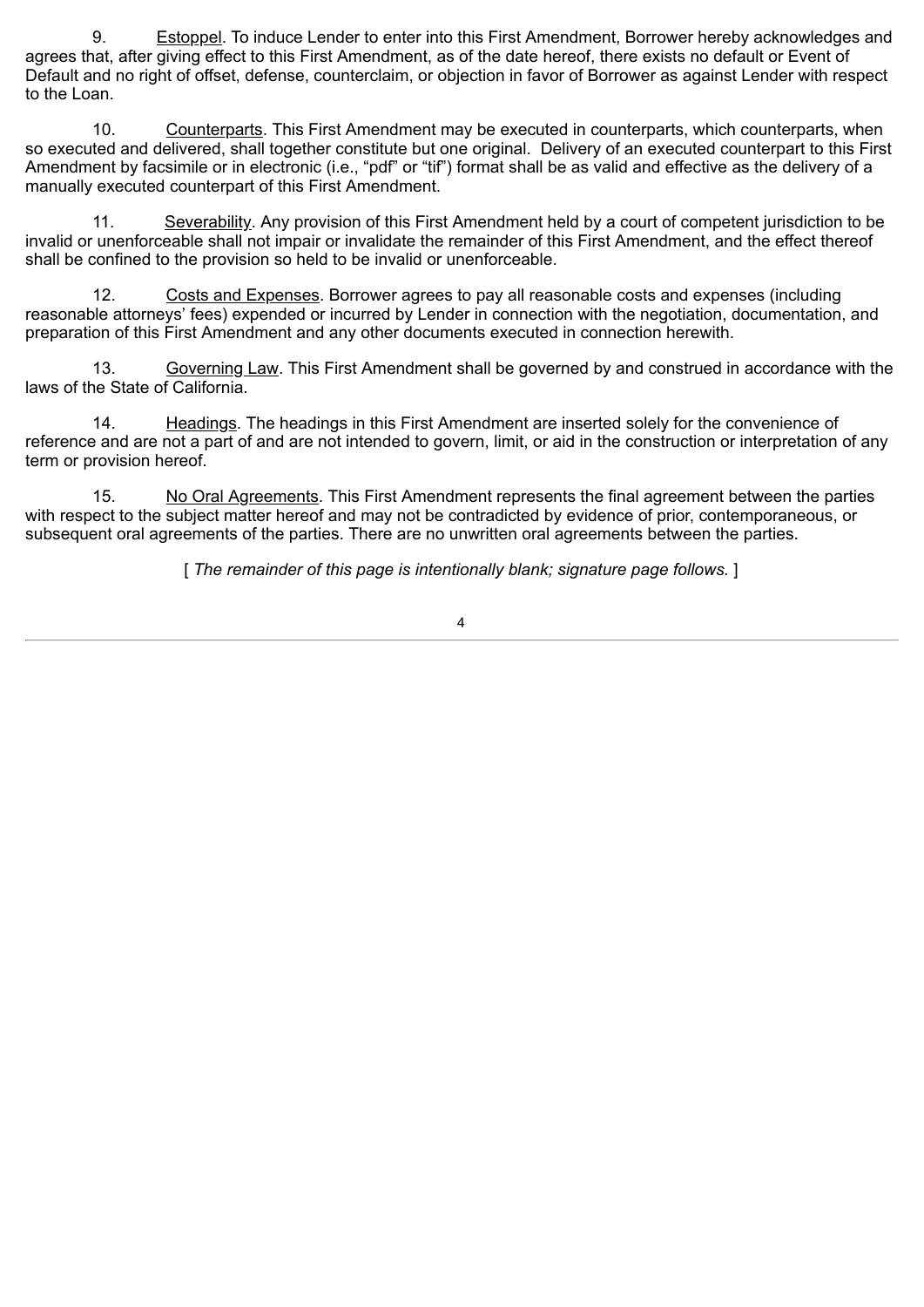9. Estoppel. To induce Lender to enter into this First Amendment, Borrower hereby acknowledges and agrees that, after giving effect to this First Amendment, as of the date hereof, there exists no default or Event of Default and no right of offset, defense, counterclaim, or objection in favor of Borrower as against Lender with respect to the Loan.

10. Counterparts. This First Amendment may be executed in counterparts, which counterparts, when so executed and delivered, shall together constitute but one original. Delivery of an executed counterpart to this First Amendment by facsimile or in electronic (i.e., "pdf" or "tif") format shall be as valid and effective as the delivery of a manually executed counterpart of this First Amendment.

11. Severability. Any provision of this First Amendment held by a court of competent jurisdiction to be invalid or unenforceable shall not impair or invalidate the remainder of this First Amendment, and the effect thereof shall be confined to the provision so held to be invalid or unenforceable.

12. Costs and Expenses. Borrower agrees to pay all reasonable costs and expenses (including reasonable attorneys' fees) expended or incurred by Lender in connection with the negotiation, documentation, and preparation of this First Amendment and any other documents executed in connection herewith.

13. Governing Law. This First Amendment shall be governed by and construed in accordance with the laws of the State of California.

14. Headings. The headings in this First Amendment are inserted solely for the convenience of reference and are not a part of and are not intended to govern, limit, or aid in the construction or interpretation of any term or provision hereof.

15. No Oral Agreements. This First Amendment represents the final agreement between the parties with respect to the subject matter hereof and may not be contradicted by evidence of prior, contemporaneous, or subsequent oral agreements of the parties. There are no unwritten oral agreements between the parties.

[ *The remainder of this page is intentionally blank; signature page follows.* ]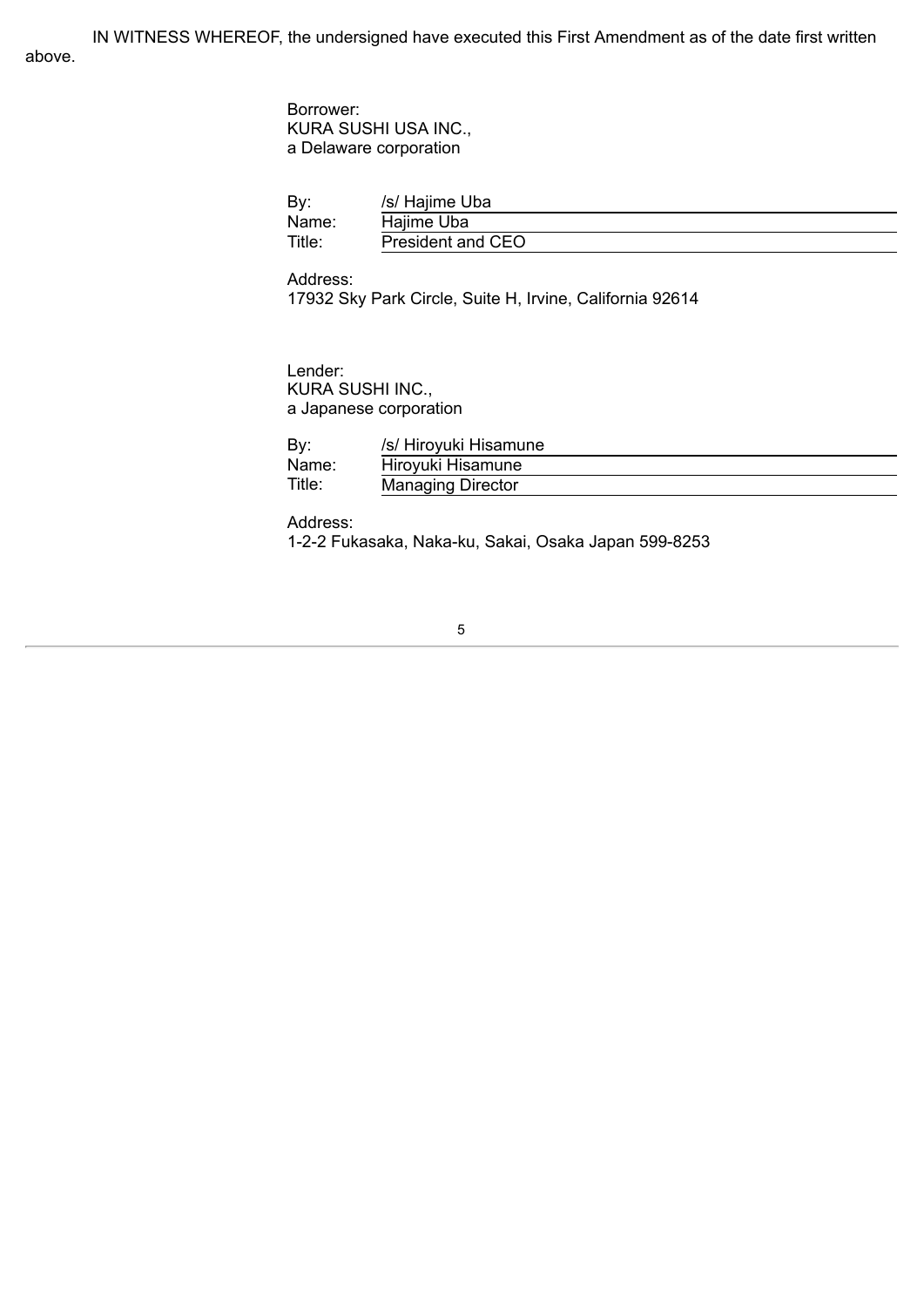IN WITNESS WHEREOF, the undersigned have executed this First Amendment as of the date first written above.

Borrower:
KURA SUSHI USA INC.,
a Delaware corporation

By: /s/ Hajime Uba
Name: Hajime Uba
Title: President and CEO

Address:
17932 Sky Park Circle, Suite H, Irvine, California 92614

Lender:
KURA SUSHI INC.,
a Japanese corporation

By: /s/ Hiroyuki Hisamune
Name: Hiroyuki Hisamune
Title: Managing Director

Address:
1-2-2 Fukasaka, Naka-ku, Sakai, Osaka Japan 599-8253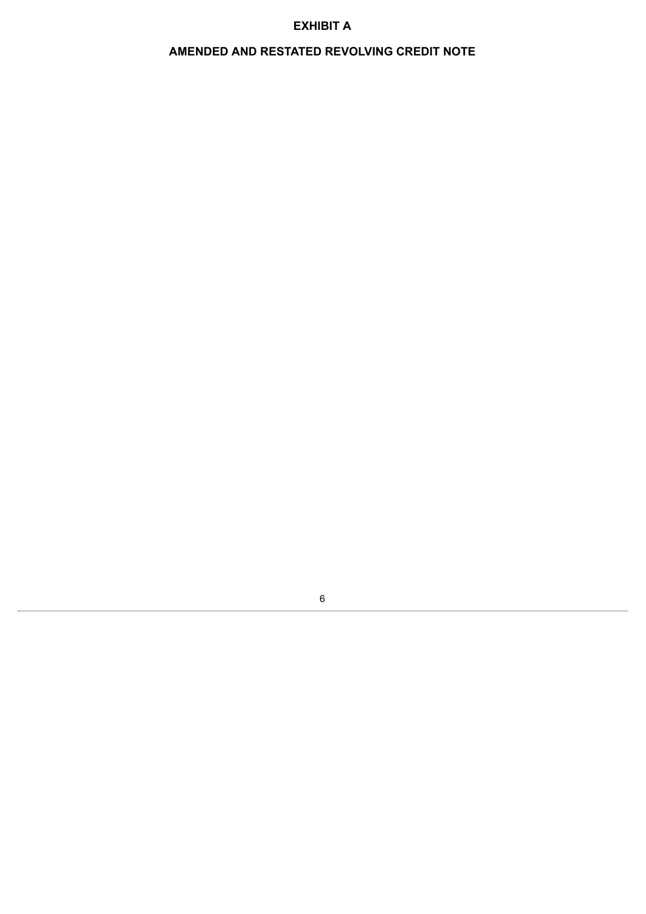# EXHIBIT A

## AMENDED AND RESTATED REVOLVING CREDIT NOTE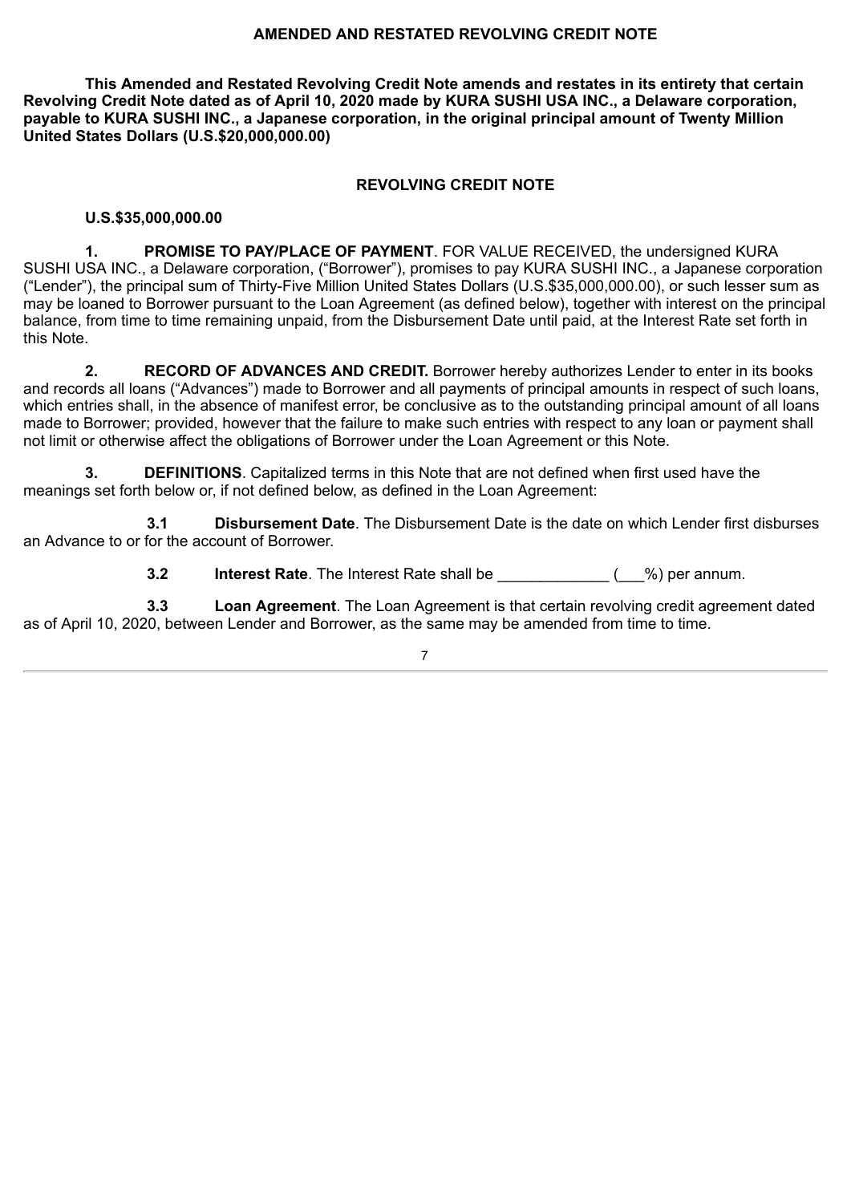## AMENDED AND RESTATED REVOLVING CREDIT NOTE

**This Amended and Restated Revolving Credit Note amends and restates in its entirety that certain Revolving Credit Note dated as of April 10, 2020 made by KURA SUSHI USA INC., a Delaware corporation, payable to KURA SUSHI INC., a Japanese corporation, in the original principal amount of Twenty Million United States Dollars (U.S.$20,000,000.00)**

## REVOLVING CREDIT NOTE

**U.S.$35,000,000.00**

**1. PROMISE TO PAY/PLACE OF PAYMENT**. FOR VALUE RECEIVED, the undersigned KURA SUSHI USA INC., a Delaware corporation, ("Borrower"), promises to pay KURA SUSHI INC., a Japanese corporation ("Lender"), the principal sum of Thirty-Five Million United States Dollars (U.S.$35,000,000.00), or such lesser sum as may be loaned to Borrower pursuant to the Loan Agreement (as defined below), together with interest on the principal balance, from time to time remaining unpaid, from the Disbursement Date until paid, at the Interest Rate set forth in this Note.

**2. RECORD OF ADVANCES AND CREDIT.** Borrower hereby authorizes Lender to enter in its books and records all loans ("Advances") made to Borrower and all payments of principal amounts in respect of such loans, which entries shall, in the absence of manifest error, be conclusive as to the outstanding principal amount of all loans made to Borrower; provided, however that the failure to make such entries with respect to any loan or payment shall not limit or otherwise affect the obligations of Borrower under the Loan Agreement or this Note.

**3. DEFINITIONS**. Capitalized terms in this Note that are not defined when first used have the meanings set forth below or, if not defined below, as defined in the Loan Agreement:

**3.1 Disbursement Date**. The Disbursement Date is the date on which Lender first disburses an Advance to or for the account of Borrower.

**3.2 Interest Rate**. The Interest Rate shall be _____________ (___%) per annum.

**3.3 Loan Agreement**. The Loan Agreement is that certain revolving credit agreement dated as of April 10, 2020, between Lender and Borrower, as the same may be amended from time to time.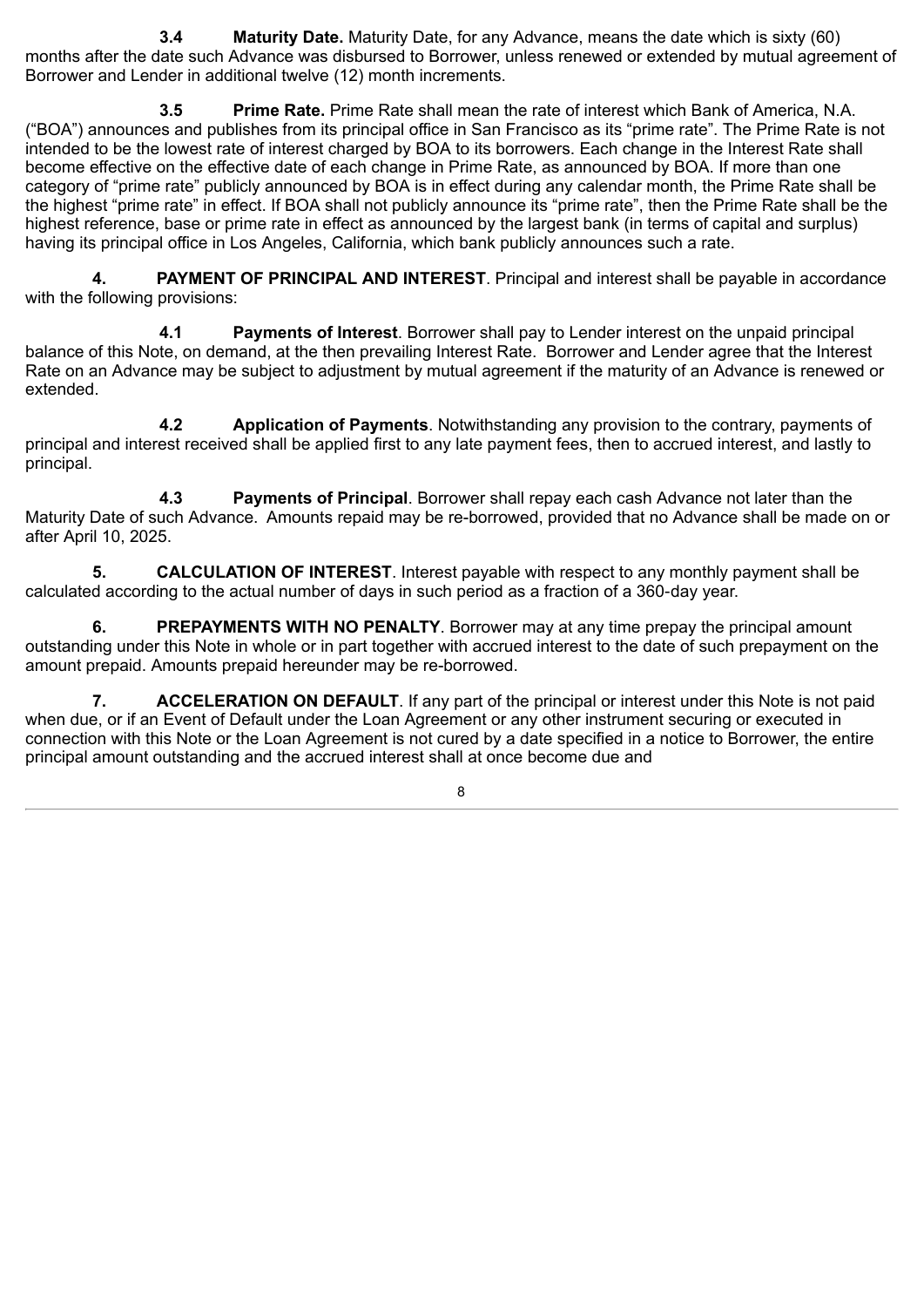**3.4 Maturity Date.** Maturity Date, for any Advance, means the date which is sixty (60) months after the date such Advance was disbursed to Borrower, unless renewed or extended by mutual agreement of Borrower and Lender in additional twelve (12) month increments.

**3.5 Prime Rate.** Prime Rate shall mean the rate of interest which Bank of America, N.A. ("BOA") announces and publishes from its principal office in San Francisco as its "prime rate". The Prime Rate is not intended to be the lowest rate of interest charged by BOA to its borrowers. Each change in the Interest Rate shall become effective on the effective date of each change in Prime Rate, as announced by BOA. If more than one category of "prime rate" publicly announced by BOA is in effect during any calendar month, the Prime Rate shall be the highest "prime rate" in effect. If BOA shall not publicly announce its "prime rate", then the Prime Rate shall be the highest reference, base or prime rate in effect as announced by the largest bank (in terms of capital and surplus) having its principal office in Los Angeles, California, which bank publicly announces such a rate.

**4. PAYMENT OF PRINCIPAL AND INTEREST**. Principal and interest shall be payable in accordance with the following provisions:

**4.1 Payments of Interest**. Borrower shall pay to Lender interest on the unpaid principal balance of this Note, on demand, at the then prevailing Interest Rate. Borrower and Lender agree that the Interest Rate on an Advance may be subject to adjustment by mutual agreement if the maturity of an Advance is renewed or extended.

**4.2 Application of Payments**. Notwithstanding any provision to the contrary, payments of principal and interest received shall be applied first to any late payment fees, then to accrued interest, and lastly to principal.

**4.3 Payments of Principal**. Borrower shall repay each cash Advance not later than the Maturity Date of such Advance. Amounts repaid may be re-borrowed, provided that no Advance shall be made on or after April 10, 2025.

**5. CALCULATION OF INTEREST**. Interest payable with respect to any monthly payment shall be calculated according to the actual number of days in such period as a fraction of a 360-day year.

**6. PREPAYMENTS WITH NO PENALTY**. Borrower may at any time prepay the principal amount outstanding under this Note in whole or in part together with accrued interest to the date of such prepayment on the amount prepaid. Amounts prepaid hereunder may be re-borrowed.

**7. ACCELERATION ON DEFAULT**. If any part of the principal or interest under this Note is not paid when due, or if an Event of Default under the Loan Agreement or any other instrument securing or executed in connection with this Note or the Loan Agreement is not cured by a date specified in a notice to Borrower, the entire principal amount outstanding and the accrued interest shall at once become due and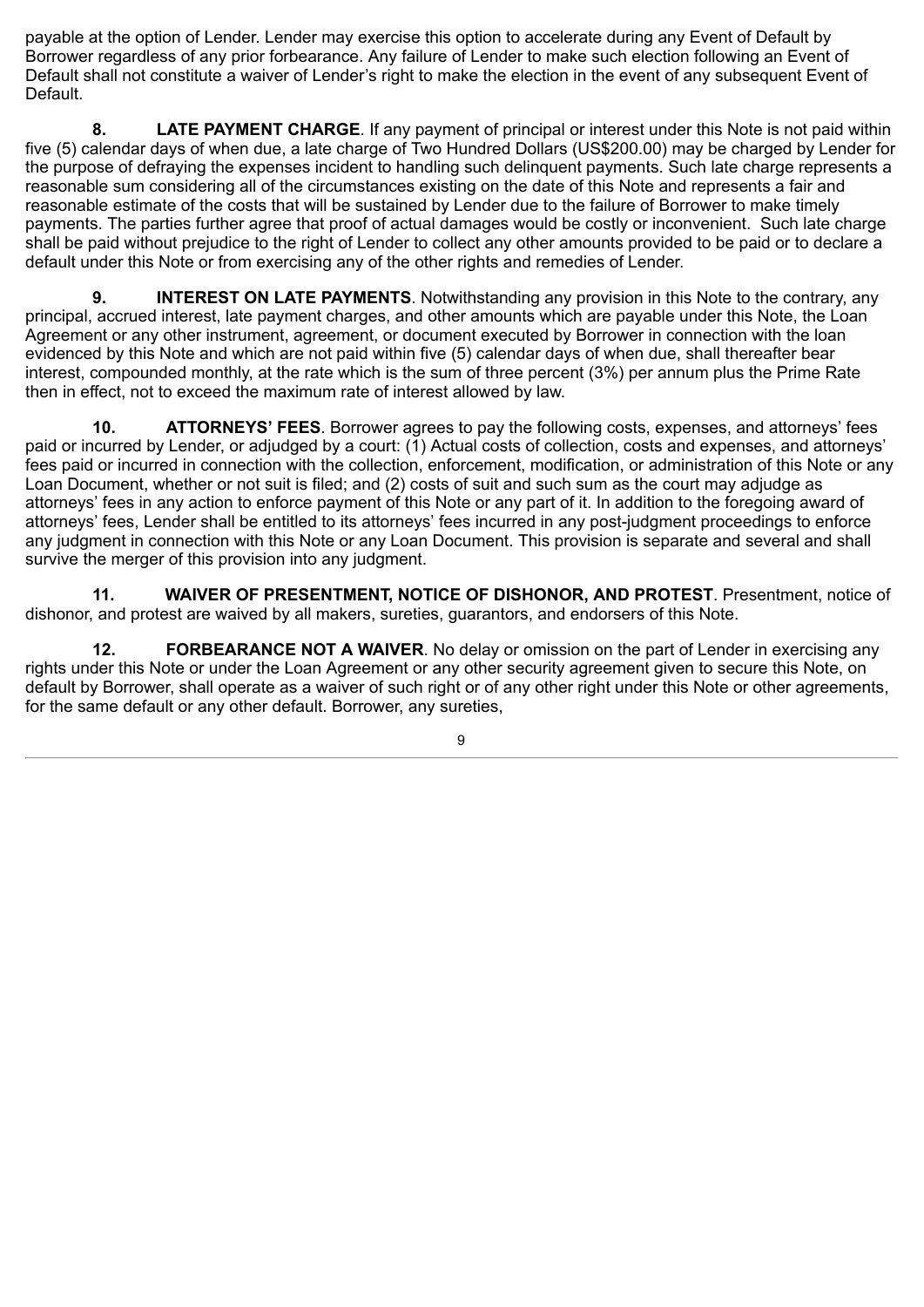payable at the option of Lender. Lender may exercise this option to accelerate during any Event of Default by Borrower regardless of any prior forbearance. Any failure of Lender to make such election following an Event of Default shall not constitute a waiver of Lender's right to make the election in the event of any subsequent Event of Default.

**8. LATE PAYMENT CHARGE**. If any payment of principal or interest under this Note is not paid within five (5) calendar days of when due, a late charge of Two Hundred Dollars (US$200.00) may be charged by Lender for the purpose of defraying the expenses incident to handling such delinquent payments. Such late charge represents a reasonable sum considering all of the circumstances existing on the date of this Note and represents a fair and reasonable estimate of the costs that will be sustained by Lender due to the failure of Borrower to make timely payments. The parties further agree that proof of actual damages would be costly or inconvenient. Such late charge shall be paid without prejudice to the right of Lender to collect any other amounts provided to be paid or to declare a default under this Note or from exercising any of the other rights and remedies of Lender.

**9. INTEREST ON LATE PAYMENTS**. Notwithstanding any provision in this Note to the contrary, any principal, accrued interest, late payment charges, and other amounts which are payable under this Note, the Loan Agreement or any other instrument, agreement, or document executed by Borrower in connection with the loan evidenced by this Note and which are not paid within five (5) calendar days of when due, shall thereafter bear interest, compounded monthly, at the rate which is the sum of three percent (3%) per annum plus the Prime Rate then in effect, not to exceed the maximum rate of interest allowed by law.

**10. ATTORNEYS' FEES**. Borrower agrees to pay the following costs, expenses, and attorneys' fees paid or incurred by Lender, or adjudged by a court: (1) Actual costs of collection, costs and expenses, and attorneys' fees paid or incurred in connection with the collection, enforcement, modification, or administration of this Note or any Loan Document, whether or not suit is filed; and (2) costs of suit and such sum as the court may adjudge as attorneys' fees in any action to enforce payment of this Note or any part of it. In addition to the foregoing award of attorneys' fees, Lender shall be entitled to its attorneys' fees incurred in any post-judgment proceedings to enforce any judgment in connection with this Note or any Loan Document. This provision is separate and several and shall survive the merger of this provision into any judgment.

**11. WAIVER OF PRESENTMENT, NOTICE OF DISHONOR, AND PROTEST**. Presentment, notice of dishonor, and protest are waived by all makers, sureties, guarantors, and endorsers of this Note.

**12. FORBEARANCE NOT A WAIVER**. No delay or omission on the part of Lender in exercising any rights under this Note or under the Loan Agreement or any other security agreement given to secure this Note, on default by Borrower, shall operate as a waiver of such right or of any other right under this Note or other agreements, for the same default or any other default. Borrower, any sureties,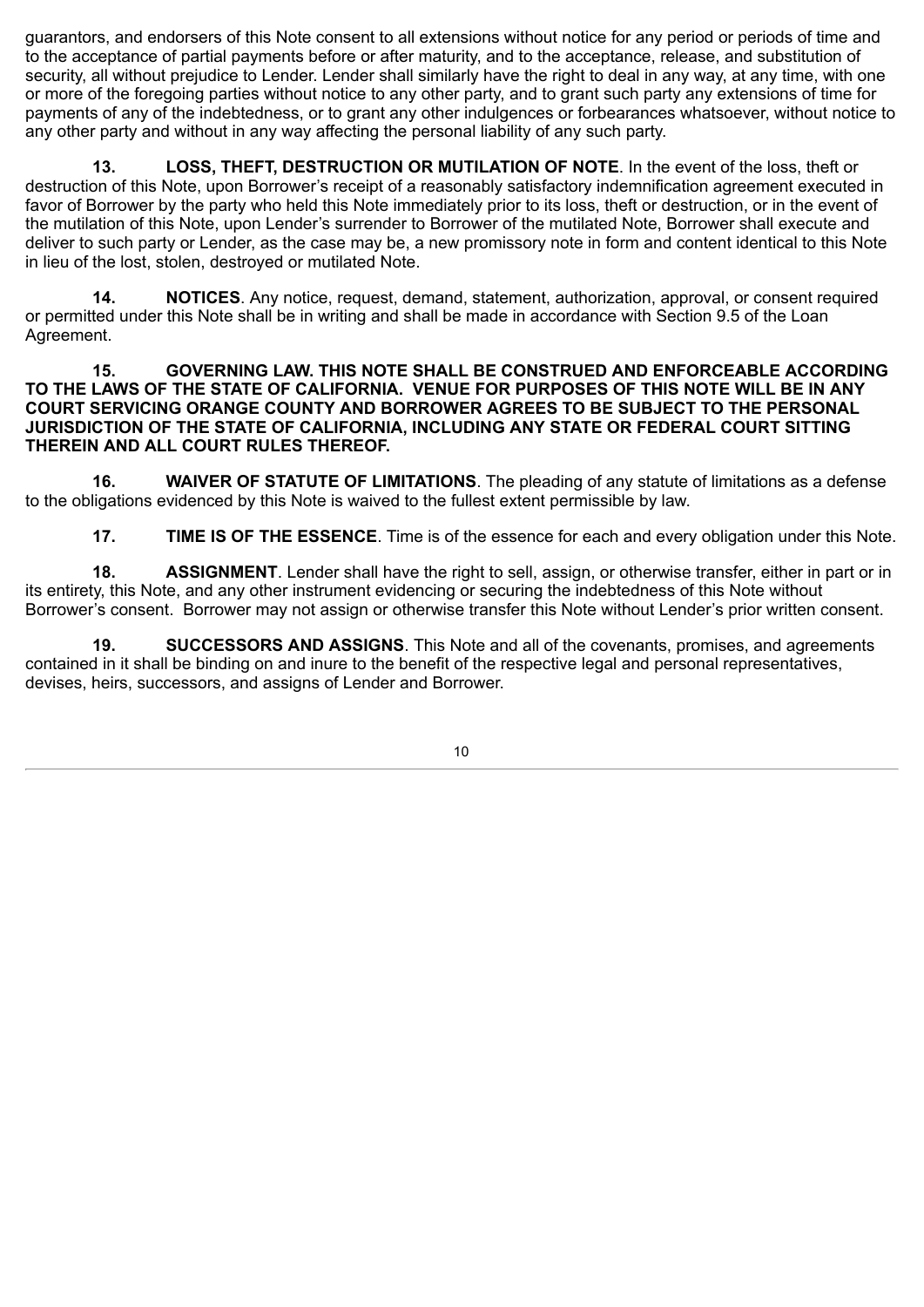guarantors, and endorsers of this Note consent to all extensions without notice for any period or periods of time and to the acceptance of partial payments before or after maturity, and to the acceptance, release, and substitution of security, all without prejudice to Lender. Lender shall similarly have the right to deal in any way, at any time, with one or more of the foregoing parties without notice to any other party, and to grant such party any extensions of time for payments of any of the indebtedness, or to grant any other indulgences or forbearances whatsoever, without notice to any other party and without in any way affecting the personal liability of any such party.

**13. LOSS, THEFT, DESTRUCTION OR MUTILATION OF NOTE**. In the event of the loss, theft or destruction of this Note, upon Borrower's receipt of a reasonably satisfactory indemnification agreement executed in favor of Borrower by the party who held this Note immediately prior to its loss, theft or destruction, or in the event of the mutilation of this Note, upon Lender's surrender to Borrower of the mutilated Note, Borrower shall execute and deliver to such party or Lender, as the case may be, a new promissory note in form and content identical to this Note in lieu of the lost, stolen, destroyed or mutilated Note.

**14. NOTICES**. Any notice, request, demand, statement, authorization, approval, or consent required or permitted under this Note shall be in writing and shall be made in accordance with Section 9.5 of the Loan Agreement.

**15. GOVERNING LAW. THIS NOTE SHALL BE CONSTRUED AND ENFORCEABLE ACCORDING TO THE LAWS OF THE STATE OF CALIFORNIA. VENUE FOR PURPOSES OF THIS NOTE WILL BE IN ANY COURT SERVICING ORANGE COUNTY AND BORROWER AGREES TO BE SUBJECT TO THE PERSONAL JURISDICTION OF THE STATE OF CALIFORNIA, INCLUDING ANY STATE OR FEDERAL COURT SITTING THEREIN AND ALL COURT RULES THEREOF.**

**16. WAIVER OF STATUTE OF LIMITATIONS**. The pleading of any statute of limitations as a defense to the obligations evidenced by this Note is waived to the fullest extent permissible by law.

**17. TIME IS OF THE ESSENCE**. Time is of the essence for each and every obligation under this Note.

**18. ASSIGNMENT**. Lender shall have the right to sell, assign, or otherwise transfer, either in part or in its entirety, this Note, and any other instrument evidencing or securing the indebtedness of this Note without Borrower's consent. Borrower may not assign or otherwise transfer this Note without Lender's prior written consent.

**19. SUCCESSORS AND ASSIGNS**. This Note and all of the covenants, promises, and agreements contained in it shall be binding on and inure to the benefit of the respective legal and personal representatives, devises, heirs, successors, and assigns of Lender and Borrower.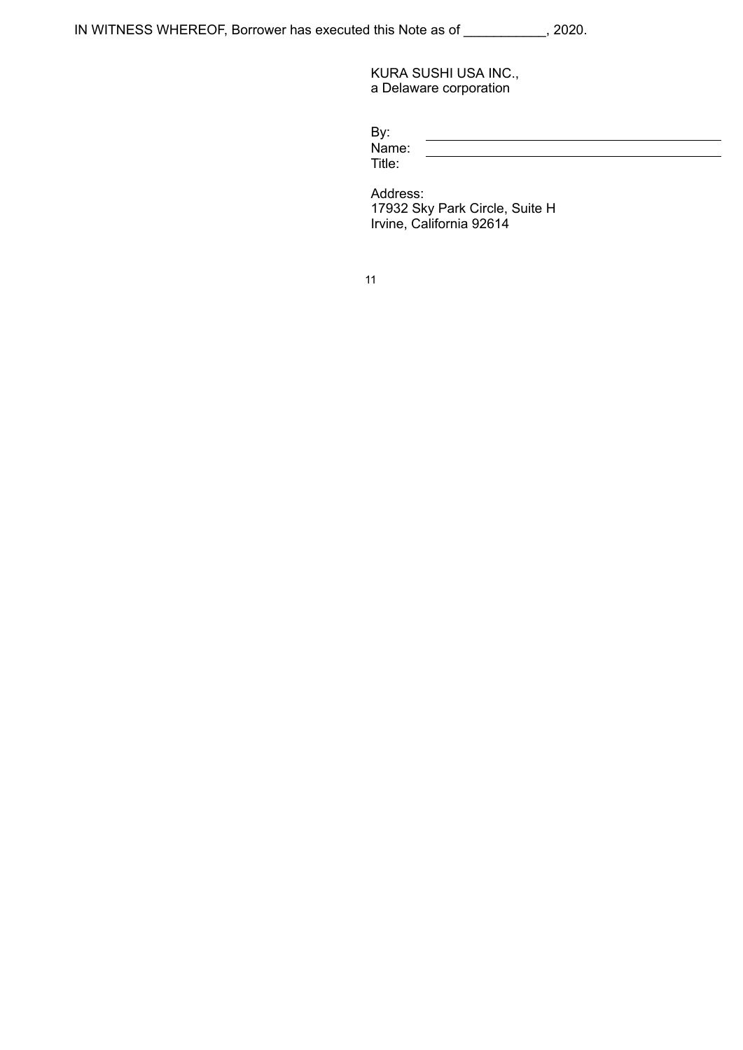IN WITNESS WHEREOF, Borrower has executed this Note as of ___________, 2020.

KURA SUSHI USA INC.,
a Delaware corporation

By: ________________________________________
Name: ________________________________________
Title:

Address:
17932 Sky Park Circle, Suite H
Irvine, California 92614